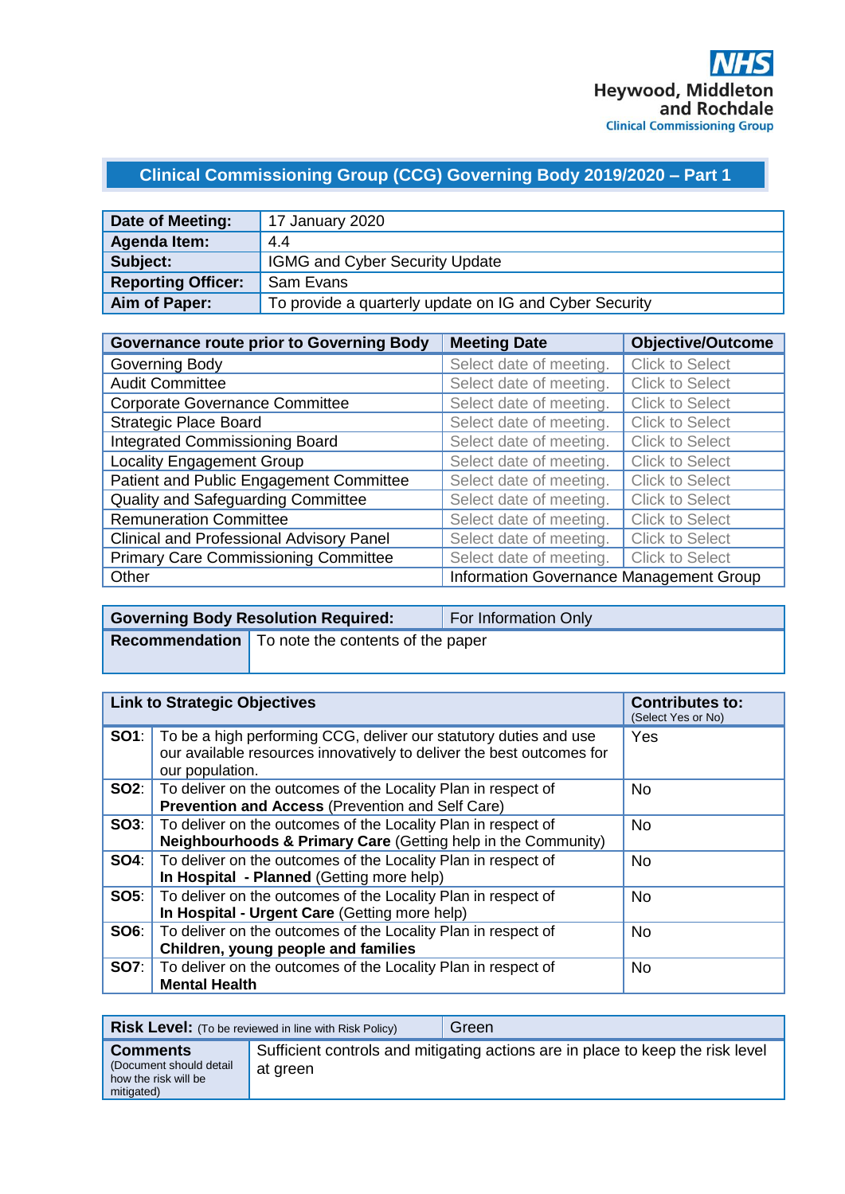NHS
Heywood, Middleton and Rochdale
Clinical Commissioning Group

# Clinical Commissioning Group (CCG) Governing Body 2019/2020 – Part 1

| **Date of Meeting:** | 17 January 2020 |
|---|---|
| **Agenda Item:** | 4.4 |
| **Subject:** | IGMG and Cyber Security Update |
| **Reporting Officer:** | Sam Evans |
| **Aim of Paper:** | To provide a quarterly update on IG and Cyber Security |

| **Governance route prior to Governing Body** | **Meeting Date** | **Objective/Outcome** |
|---|---|---|
| Governing Body | Select date of meeting. | Click to Select |
| Audit Committee | Select date of meeting. | Click to Select |
| Corporate Governance Committee | Select date of meeting. | Click to Select |
| Strategic Place Board | Select date of meeting. | Click to Select |
| Integrated Commissioning Board | Select date of meeting. | Click to Select |
| Locality Engagement Group | Select date of meeting. | Click to Select |
| Patient and Public Engagement Committee | Select date of meeting. | Click to Select |
| Quality and Safeguarding Committee | Select date of meeting. | Click to Select |
| Remuneration Committee | Select date of meeting. | Click to Select |
| Clinical and Professional Advisory Panel | Select date of meeting. | Click to Select |
| Primary Care Commissioning Committee | Select date of meeting. | Click to Select |
| Other | Information Governance Management Group | |

| **Governing Body Resolution Required:** | For Information Only |
|---|---|
| **Recommendation** | To note the contents of the paper |

| **Link to Strategic Objectives** | | **Contributes to:** (Select Yes or No) |
|---|---|---|
| **SO1**: | To be a high performing CCG, deliver our statutory duties and use our available resources innovatively to deliver the best outcomes for our population. | Yes |
| **SO2**: | To deliver on the outcomes of the Locality Plan in respect of **Prevention and Access** (Prevention and Self Care) | No |
| **SO3**: | To deliver on the outcomes of the Locality Plan in respect of **Neighbourhoods & Primary Care** (Getting help in the Community) | No |
| **SO4**: | To deliver on the outcomes of the Locality Plan in respect of **In Hospital - Planned** (Getting more help) | No |
| **SO5**: | To deliver on the outcomes of the Locality Plan in respect of **In Hospital - Urgent Care** (Getting more help) | No |
| **SO6**: | To deliver on the outcomes of the Locality Plan in respect of **Children, young people and families** | No |
| **SO7**: | To deliver on the outcomes of the Locality Plan in respect of **Mental Health** | No |

| **Risk Level:** (To be reviewed in line with Risk Policy) | Green |
|---|---|
| **Comments** (Document should detail how the risk will be mitigated) | Sufficient controls and mitigating actions are in place to keep the risk level at green |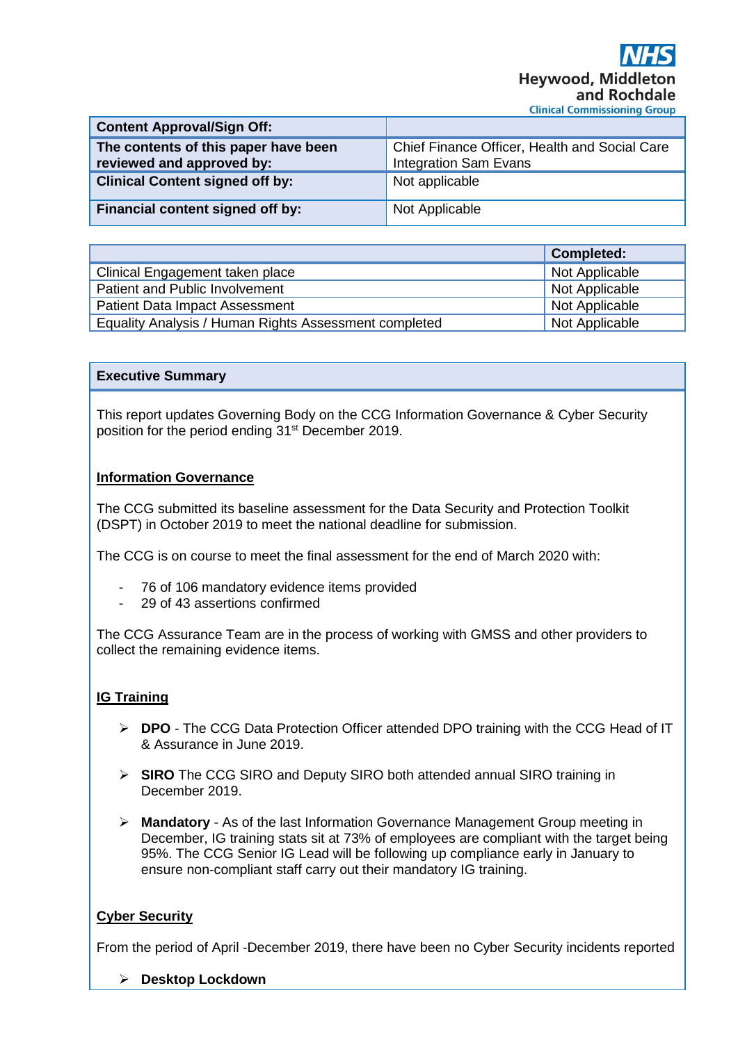| Content Approval/Sign Off: | |
|---|---|
| **The contents of this paper have been reviewed and approved by:** | Chief Finance Officer, Health and Social Care Integration Sam Evans |
| **Clinical Content signed off by:** | Not applicable |
| **Financial content signed off by:** | Not Applicable |

| | Completed: |
|---|---|
| Clinical Engagement taken place | Not Applicable |
| Patient and Public Involvement | Not Applicable |
| Patient Data Impact Assessment | Not Applicable |
| Equality Analysis / Human Rights Assessment completed | Not Applicable |

## Executive Summary

This report updates Governing Body on the CCG Information Governance & Cyber Security position for the period ending 31st December 2019.

### Information Governance

The CCG submitted its baseline assessment for the Data Security and Protection Toolkit (DSPT) in October 2019 to meet the national deadline for submission.

The CCG is on course to meet the final assessment for the end of March 2020 with:

- 76 of 106 mandatory evidence items provided
- 29 of 43 assertions confirmed

The CCG Assurance Team are in the process of working with GMSS and other providers to collect the remaining evidence items.

### IG Training

- **DPO** - The CCG Data Protection Officer attended DPO training with the CCG Head of IT & Assurance in June 2019.
- **SIRO** The CCG SIRO and Deputy SIRO both attended annual SIRO training in December 2019.
- **Mandatory** - As of the last Information Governance Management Group meeting in December, IG training stats sit at 73% of employees are compliant with the target being 95%. The CCG Senior IG Lead will be following up compliance early in January to ensure non-compliant staff carry out their mandatory IG training.

### Cyber Security

From the period of April -December 2019, there have been no Cyber Security incidents reported

- **Desktop Lockdown**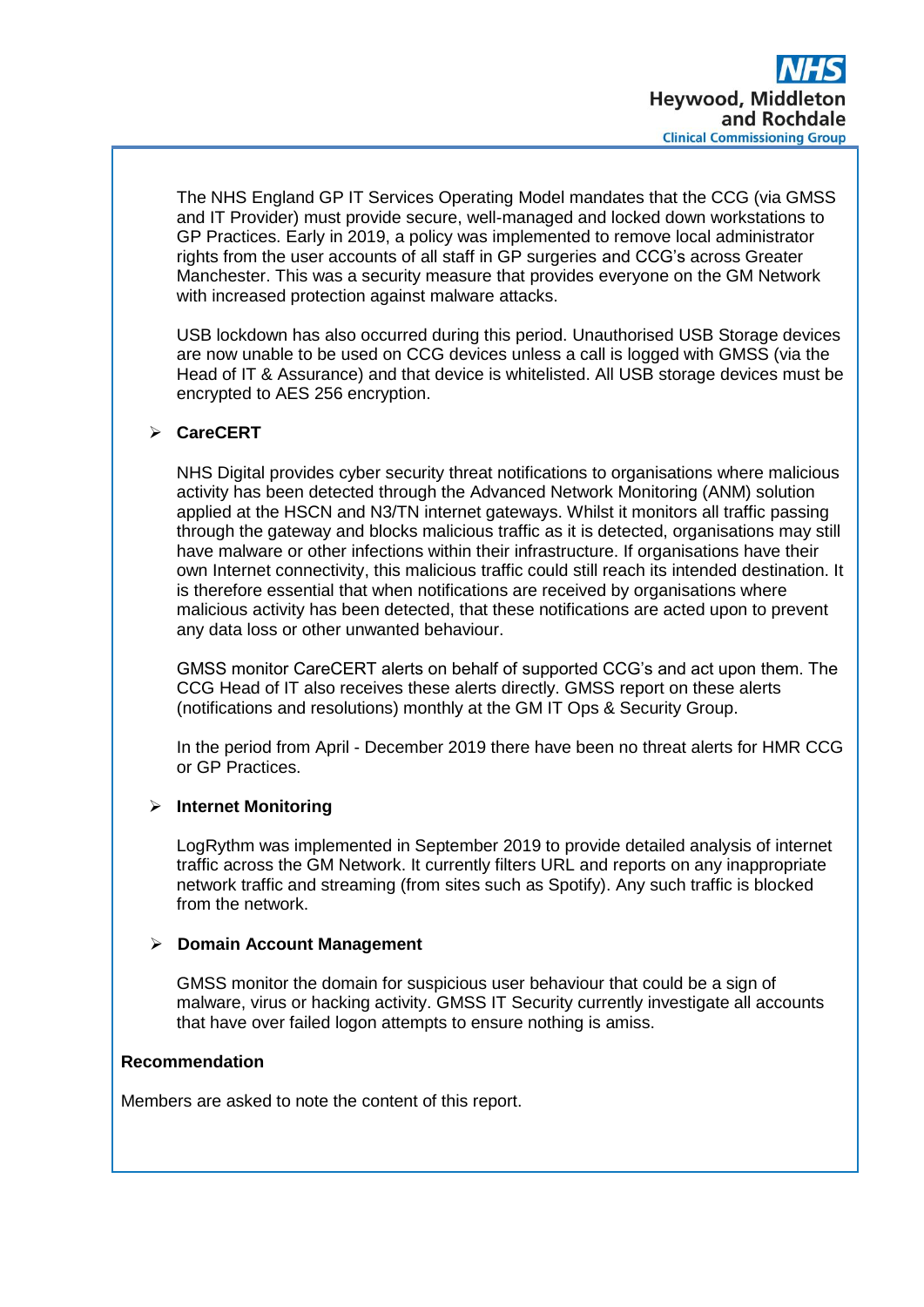The NHS England GP IT Services Operating Model mandates that the CCG (via GMSS and IT Provider) must provide secure, well-managed and locked down workstations to GP Practices. Early in 2019, a policy was implemented to remove local administrator rights from the user accounts of all staff in GP surgeries and CCG's across Greater Manchester. This was a security measure that provides everyone on the GM Network with increased protection against malware attacks.

USB lockdown has also occurred during this period. Unauthorised USB Storage devices are now unable to be used on CCG devices unless a call is logged with GMSS (via the Head of IT & Assurance) and that device is whitelisted. All USB storage devices must be encrypted to AES 256 encryption.

- **CareCERT**

NHS Digital provides cyber security threat notifications to organisations where malicious activity has been detected through the Advanced Network Monitoring (ANM) solution applied at the HSCN and N3/TN internet gateways. Whilst it monitors all traffic passing through the gateway and blocks malicious traffic as it is detected, organisations may still have malware or other infections within their infrastructure. If organisations have their own Internet connectivity, this malicious traffic could still reach its intended destination. It is therefore essential that when notifications are received by organisations where malicious activity has been detected, that these notifications are acted upon to prevent any data loss or other unwanted behaviour.

GMSS monitor CareCERT alerts on behalf of supported CCG's and act upon them. The CCG Head of IT also receives these alerts directly. GMSS report on these alerts (notifications and resolutions) monthly at the GM IT Ops & Security Group.

In the period from April - December 2019 there have been no threat alerts for HMR CCG or GP Practices.

- **Internet Monitoring**

LogRythm was implemented in September 2019 to provide detailed analysis of internet traffic across the GM Network. It currently filters URL and reports on any inappropriate network traffic and streaming (from sites such as Spotify). Any such traffic is blocked from the network.

- **Domain Account Management**

GMSS monitor the domain for suspicious user behaviour that could be a sign of malware, virus or hacking activity. GMSS IT Security currently investigate all accounts that have over failed logon attempts to ensure nothing is amiss.

**Recommendation**

Members are asked to note the content of this report.